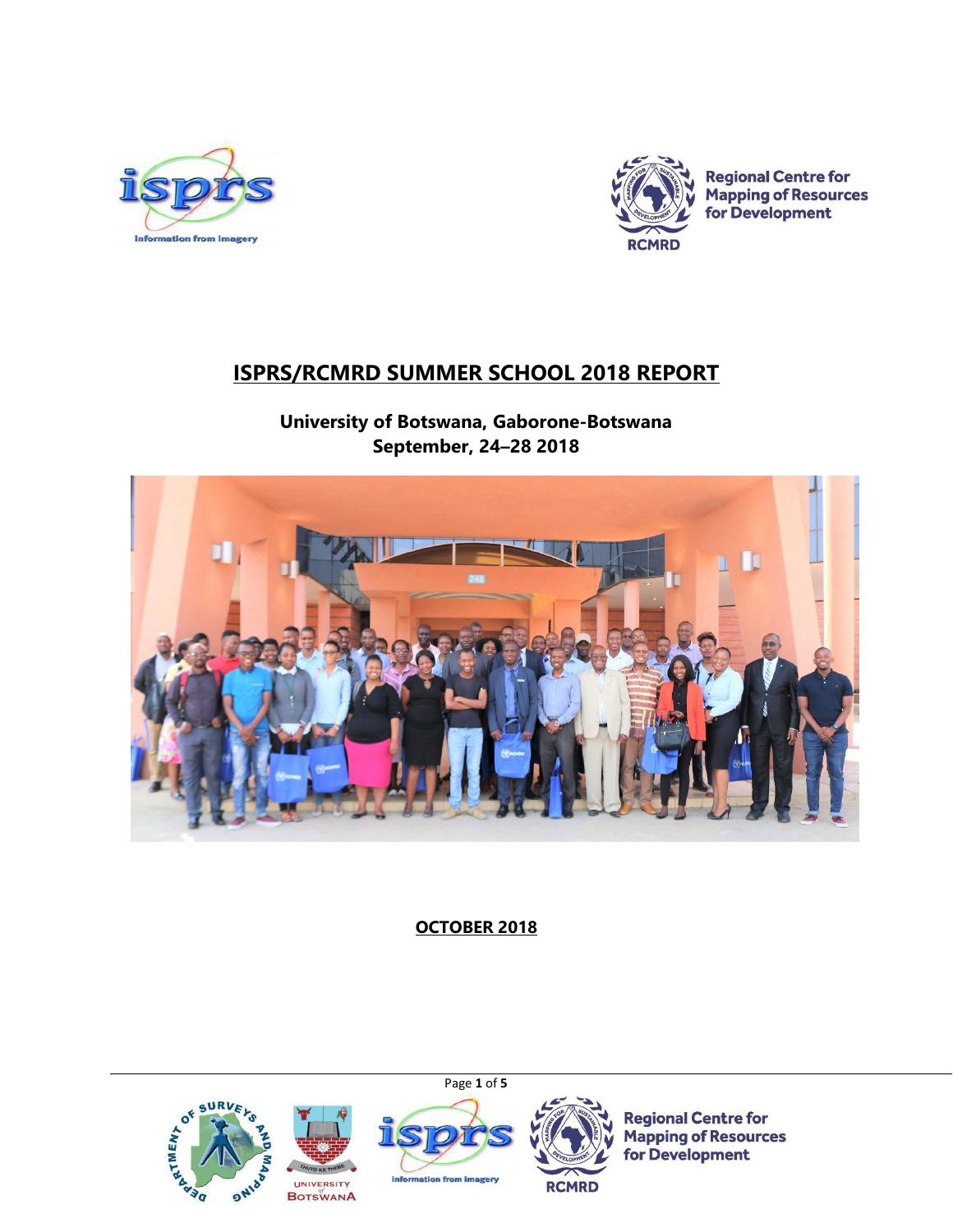# ISPRS/RCMRD SUMMER SCHOOL 2018 REPORT

**University of Botswana, Gaborone-Botswana**
**September, 24–28 2018**

**OCTOBER 2018**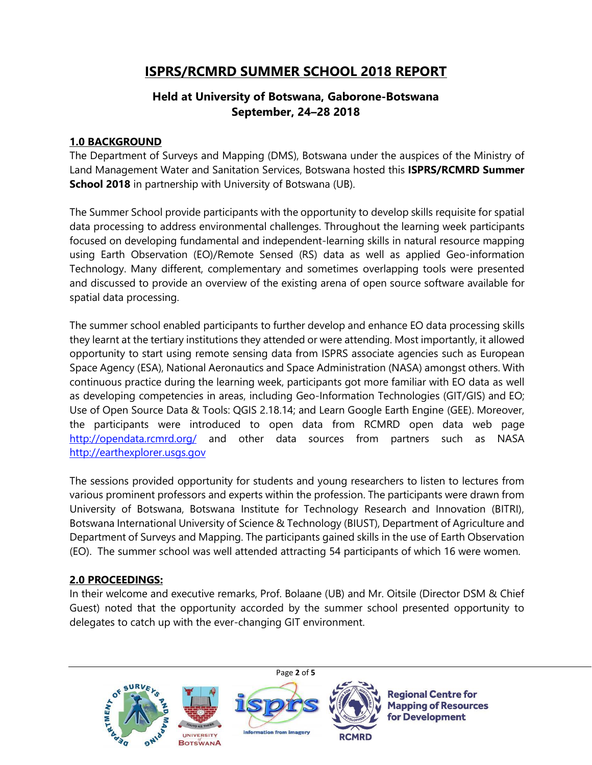# ISPRS/RCMRD SUMMER SCHOOL 2018 REPORT

### Held at University of Botswana, Gaborone-Botswana
### September, 24–28 2018

## 1.0 BACKGROUND

The Department of Surveys and Mapping (DMS), Botswana under the auspices of the Ministry of Land Management Water and Sanitation Services, Botswana hosted this **ISPRS/RCMRD Summer School 2018** in partnership with University of Botswana (UB).

The Summer School provide participants with the opportunity to develop skills requisite for spatial data processing to address environmental challenges. Throughout the learning week participants focused on developing fundamental and independent-learning skills in natural resource mapping using Earth Observation (EO)/Remote Sensed (RS) data as well as applied Geo-information Technology. Many different, complementary and sometimes overlapping tools were presented and discussed to provide an overview of the existing arena of open source software available for spatial data processing.

The summer school enabled participants to further develop and enhance EO data processing skills they learnt at the tertiary institutions they attended or were attending. Most importantly, it allowed opportunity to start using remote sensing data from ISPRS associate agencies such as European Space Agency (ESA), National Aeronautics and Space Administration (NASA) amongst others. With continuous practice during the learning week, participants got more familiar with EO data as well as developing competencies in areas, including Geo-Information Technologies (GIT/GIS) and EO; Use of Open Source Data & Tools: QGIS 2.18.14; and Learn Google Earth Engine (GEE). Moreover, the participants were introduced to open data from RCMRD open data web page http://opendata.rcmrd.org/ and other data sources from partners such as NASA http://earthexplorer.usgs.gov

The sessions provided opportunity for students and young researchers to listen to lectures from various prominent professors and experts within the profession. The participants were drawn from University of Botswana, Botswana Institute for Technology Research and Innovation (BITRI), Botswana International University of Science & Technology (BIUST), Department of Agriculture and Department of Surveys and Mapping. The participants gained skills in the use of Earth Observation (EO). The summer school was well attended attracting 54 participants of which 16 were women.

## 2.0 PROCEEDINGS:

In their welcome and executive remarks, Prof. Bolaane (UB) and Mr. Oitsile (Director DSM & Chief Guest) noted that the opportunity accorded by the summer school presented opportunity to delegates to catch up with the ever-changing GIT environment.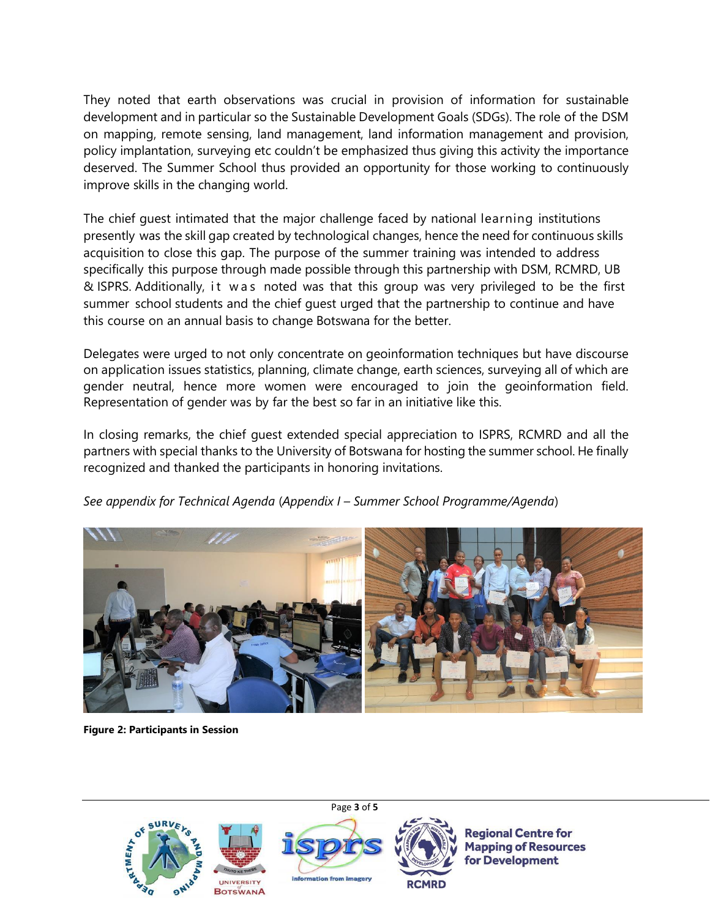They noted that earth observations was crucial in provision of information for sustainable development and in particular so the Sustainable Development Goals (SDGs). The role of the DSM on mapping, remote sensing, land management, land information management and provision, policy implantation, surveying etc couldn't be emphasized thus giving this activity the importance deserved. The Summer School thus provided an opportunity for those working to continuously improve skills in the changing world.

The chief guest intimated that the major challenge faced by national learning institutions presently was the skill gap created by technological changes, hence the need for continuous skills acquisition to close this gap. The purpose of the summer training was intended to address specifically this purpose through made possible through this partnership with DSM, RCMRD, UB & ISPRS. Additionally, it was noted was that this group was very privileged to be the first summer school students and the chief guest urged that the partnership to continue and have this course on an annual basis to change Botswana for the better.

Delegates were urged to not only concentrate on geoinformation techniques but have discourse on application issues statistics, planning, climate change, earth sciences, surveying all of which are gender neutral, hence more women were encouraged to join the geoinformation field. Representation of gender was by far the best so far in an initiative like this.

In closing remarks, the chief guest extended special appreciation to ISPRS, RCMRD and all the partners with special thanks to the University of Botswana for hosting the summer school. He finally recognized and thanked the participants in honoring invitations.

*See appendix for Technical Agenda* (*Appendix I – Summer School Programme/Agenda*)

**Figure 2: Participants in Session**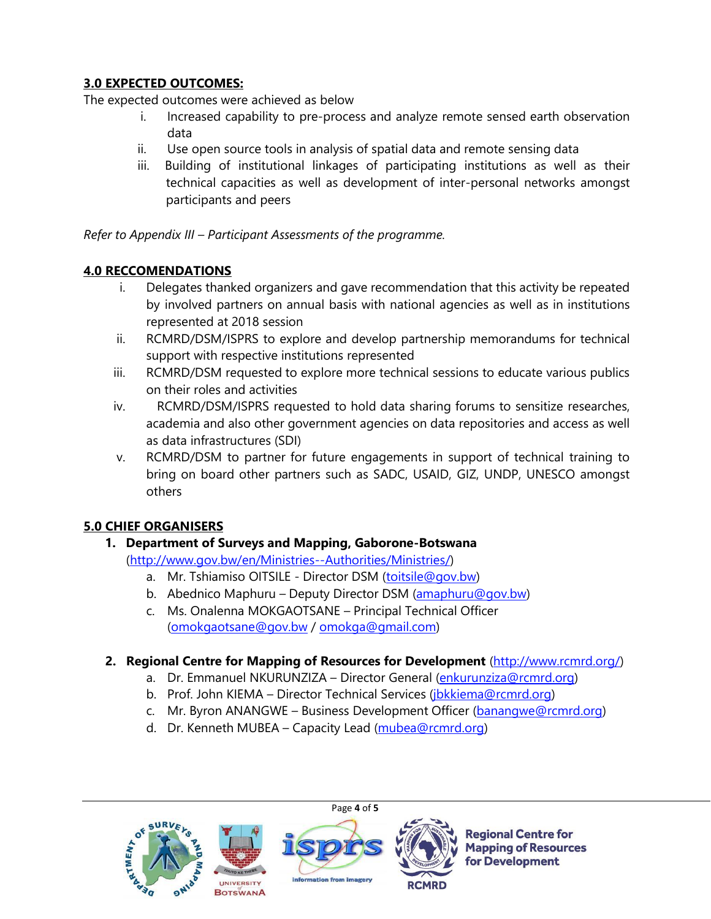## 3.0 EXPECTED OUTCOMES:

The expected outcomes were achieved as below

i. Increased capability to pre-process and analyze remote sensed earth observation data
ii. Use open source tools in analysis of spatial data and remote sensing data
iii. Building of institutional linkages of participating institutions as well as their technical capacities as well as development of inter-personal networks amongst participants and peers

*Refer to Appendix III – Participant Assessments of the programme.*

## 4.0 RECCOMENDATIONS

i. Delegates thanked organizers and gave recommendation that this activity be repeated by involved partners on annual basis with national agencies as well as in institutions represented at 2018 session
ii. RCMRD/DSM/ISPRS to explore and develop partnership memorandums for technical support with respective institutions represented
iii. RCMRD/DSM requested to explore more technical sessions to educate various publics on their roles and activities
iv. RCMRD/DSM/ISPRS requested to hold data sharing forums to sensitize researches, academia and also other government agencies on data repositories and access as well as data infrastructures (SDI)
v. RCMRD/DSM to partner for future engagements in support of technical training to bring on board other partners such as SADC, USAID, GIZ, UNDP, UNESCO amongst others

## 5.0 CHIEF ORGANISERS

1. **Department of Surveys and Mapping, Gaborone-Botswana** (http://www.gov.bw/en/Ministries--Authorities/Ministries/)
   a. Mr. Tshiamiso OITSILE - Director DSM (toitsile@gov.bw)
   b. Abednico Maphuru – Deputy Director DSM (amaphuru@gov.bw)
   c. Ms. Onalenna MOKGAOTSANE – Principal Technical Officer (omokgaotsane@gov.bw / omokga@gmail.com)

2. **Regional Centre for Mapping of Resources for Development** (http://www.rcmrd.org/)
   a. Dr. Emmanuel NKURUNZIZA – Director General (enkurunziza@rcmrd.org)
   b. Prof. John KIEMA – Director Technical Services (jbkkiema@rcmrd.org)
   c. Mr. Byron ANANGWE – Business Development Officer (banangwe@rcmrd.org)
   d. Dr. Kenneth MUBEA – Capacity Lead (mubea@rcmrd.org)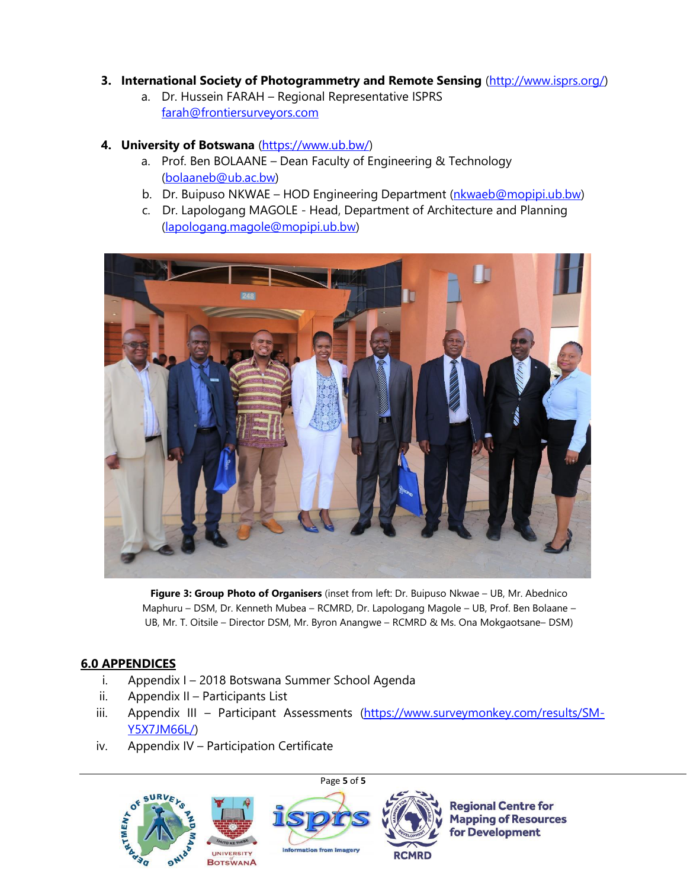3. **International Society of Photogrammetry and Remote Sensing** (http://www.isprs.org/)
   a. Dr. Hussein FARAH – Regional Representative ISPRS farah@frontiersurveyors.com

4. **University of Botswana** (https://www.ub.bw/)
   a. Prof. Ben BOLAANE – Dean Faculty of Engineering & Technology (bolaaneb@ub.ac.bw)
   b. Dr. Buipuso NKWAE – HOD Engineering Department (nkwaeb@mopipi.ub.bw)
   c. Dr. Lapologang MAGOLE - Head, Department of Architecture and Planning (lapologang.magole@mopipi.ub.bw)

**Figure 3: Group Photo of Organisers** (inset from left: Dr. Buipuso Nkwae – UB, Mr. Abednico Maphuru – DSM, Dr. Kenneth Mubea – RCMRD, Dr. Lapologang Magole – UB, Prof. Ben Bolaane – UB, Mr. T. Oitsile – Director DSM, Mr. Byron Anangwe – RCMRD & Ms. Ona Mokgaotsane– DSM)

## 6.0 APPENDICES

i. Appendix I – 2018 Botswana Summer School Agenda
ii. Appendix II – Participants List
iii. Appendix III – Participant Assessments (https://www.surveymonkey.com/results/SM-Y5X7JM66L/)
iv. Appendix IV – Participation Certificate